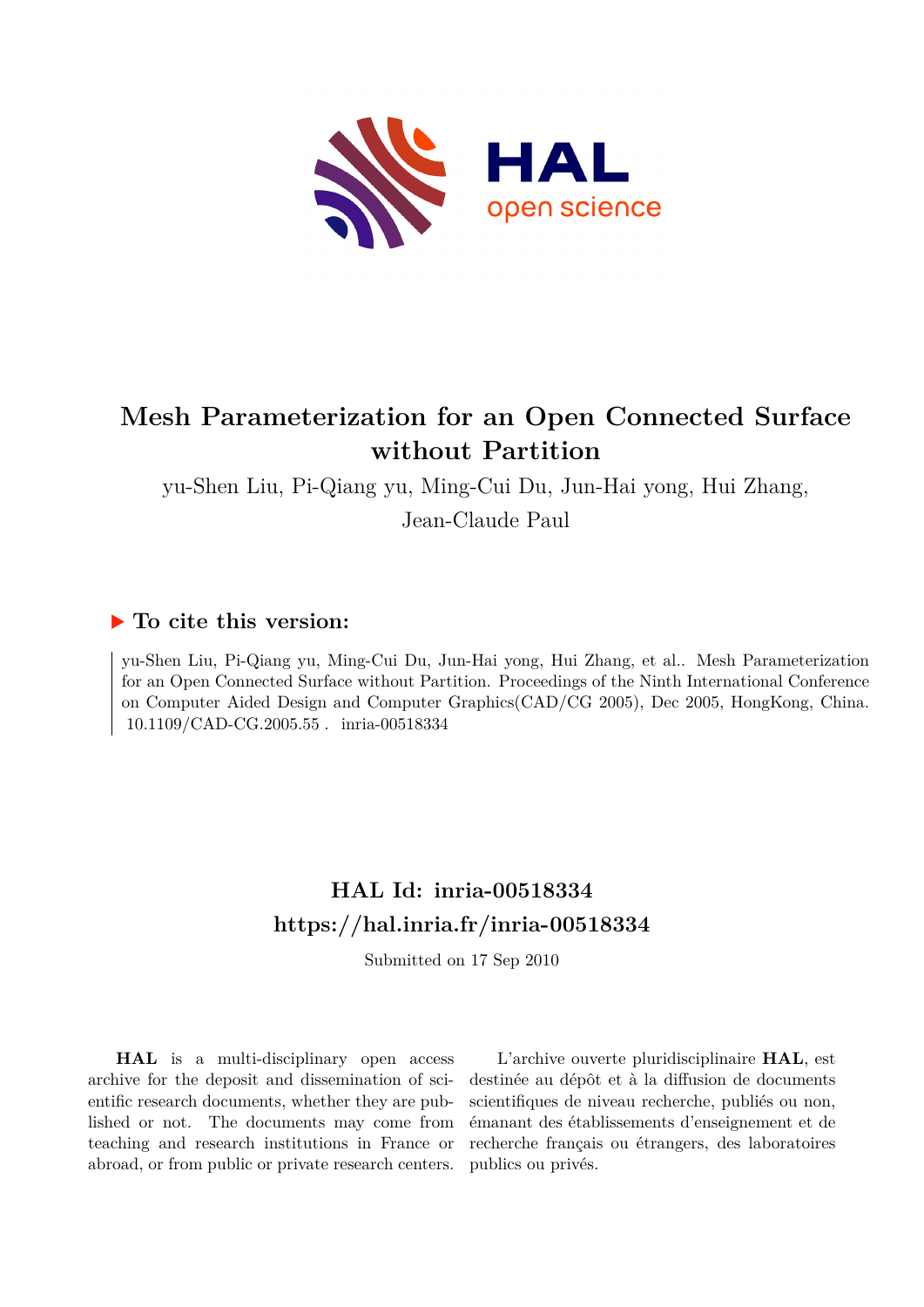# Mesh Parameterization for an Open Connected Surface without Partition

yu-Shen Liu, Pi-Qiang yu, Ming-Cui Du, Jun-Hai yong, Hui Zhang, Jean-Claude Paul

## ▶ To cite this version:

yu-Shen Liu, Pi-Qiang yu, Ming-Cui Du, Jun-Hai yong, Hui Zhang, et al.. Mesh Parameterization for an Open Connected Surface without Partition. Proceedings of the Ninth International Conference on Computer Aided Design and Computer Graphics(CAD/CG 2005), Dec 2005, HongKong, China. 10.1109/CAD-CG.2005.55 . inria-00518334

## HAL Id: inria-00518334
## https://hal.inria.fr/inria-00518334

Submitted on 17 Sep 2010

**HAL** is a multi-disciplinary open access archive for the deposit and dissemination of scientific research documents, whether they are published or not. The documents may come from teaching and research institutions in France or abroad, or from public or private research centers.

L'archive ouverte pluridisciplinaire **HAL**, est destinée au dépôt et à la diffusion de documents scientifiques de niveau recherche, publiés ou non, émanant des établissements d'enseignement et de recherche français ou étrangers, des laboratoires publics ou privés.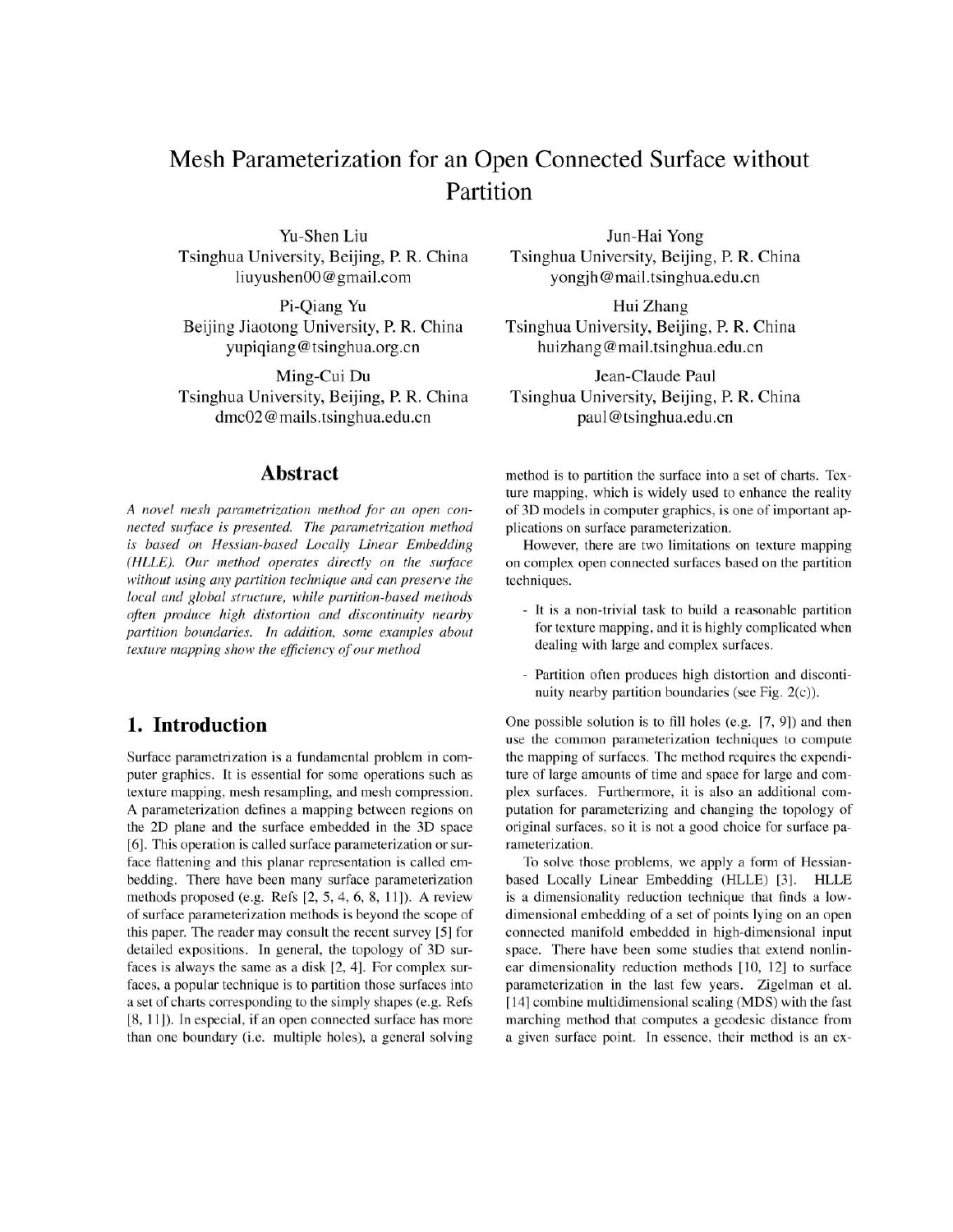# Mesh Parameterization for an Open Connected Surface without Partition

Yu-Shen Liu
Tsinghua University, Beijing, P. R. China
liuyushen00@gmail.com

Jun-Hai Yong
Tsinghua University, Beijing, P. R. China
yongjh@mail.tsinghua.edu.cn

Pi-Qiang Yu
Beijing Jiaotong University, P. R. China
yupiqiang@tsinghua.org.cn

Hui Zhang
Tsinghua University, Beijing, P. R. China
huizhang@mail.tsinghua.edu.cn

Ming-Cui Du
Tsinghua University, Beijing, P. R. China
dmc02@mails.tsinghua.edu.cn

Jean-Claude Paul
Tsinghua University, Beijing, P. R. China
paul@tsinghua.edu.cn

## Abstract

*A novel mesh parametrization method for an open connected surface is presented. The parametrization method is based on Hessian-based Locally Linear Embedding (HLLE). Our method operates directly on the surface without using any partition technique and can preserve the local and global structure, while partition-based methods often produce high distortion and discontinuity nearby partition boundaries. In addition, some examples about texture mapping show the efficiency of our method*

## 1. Introduction

Surface parametrization is a fundamental problem in computer graphics. It is essential for some operations such as texture mapping, mesh resampling, and mesh compression. A parameterization defines a mapping between regions on the 2D plane and the surface embedded in the 3D space [6]. This operation is called surface parameterization or surface flattening and this planar representation is called embedding. There have been many surface parameterization methods proposed (e.g. Refs [2, 5, 4, 6, 8, 11]). A review of surface parameterization methods is beyond the scope of this paper. The reader may consult the recent survey [5] for detailed expositions. In general, the topology of 3D surfaces is always the same as a disk [2, 4]. For complex surfaces, a popular technique is to partition those surfaces into a set of charts corresponding to the simply shapes (e.g. Refs [8, 11]). In especial, if an open connected surface has more than one boundary (i.e. multiple holes), a general solving method is to partition the surface into a set of charts. Texture mapping, which is widely used to enhance the reality of 3D models in computer graphics, is one of important applications on surface parameterization.

However, there are two limitations on texture mapping on complex open connected surfaces based on the partition techniques.

- It is a non-trivial task to build a reasonable partition for texture mapping, and it is highly complicated when dealing with large and complex surfaces.
- Partition often produces high distortion and discontinuity nearby partition boundaries (see Fig. 2(c)).

One possible solution is to fill holes (e.g. [7, 9]) and then use the common parameterization techniques to compute the mapping of surfaces. The method requires the expenditure of large amounts of time and space for large and complex surfaces. Furthermore, it is also an additional computation for parameterizing and changing the topology of original surfaces, so it is not a good choice for surface parameterization.

To solve those problems, we apply a form of Hessian-based Locally Linear Embedding (HLLE) [3]. HLLE is a dimensionality reduction technique that finds a low-dimensional embedding of a set of points lying on an open connected manifold embedded in high-dimensional input space. There have been some studies that extend nonlinear dimensionality reduction methods [10, 12] to surface parameterization in the last few years. Zigelman et al. [14] combine multidimensional scaling (MDS) with the fast marching method that computes a geodesic distance from a given surface point. In essence, their method is an ex-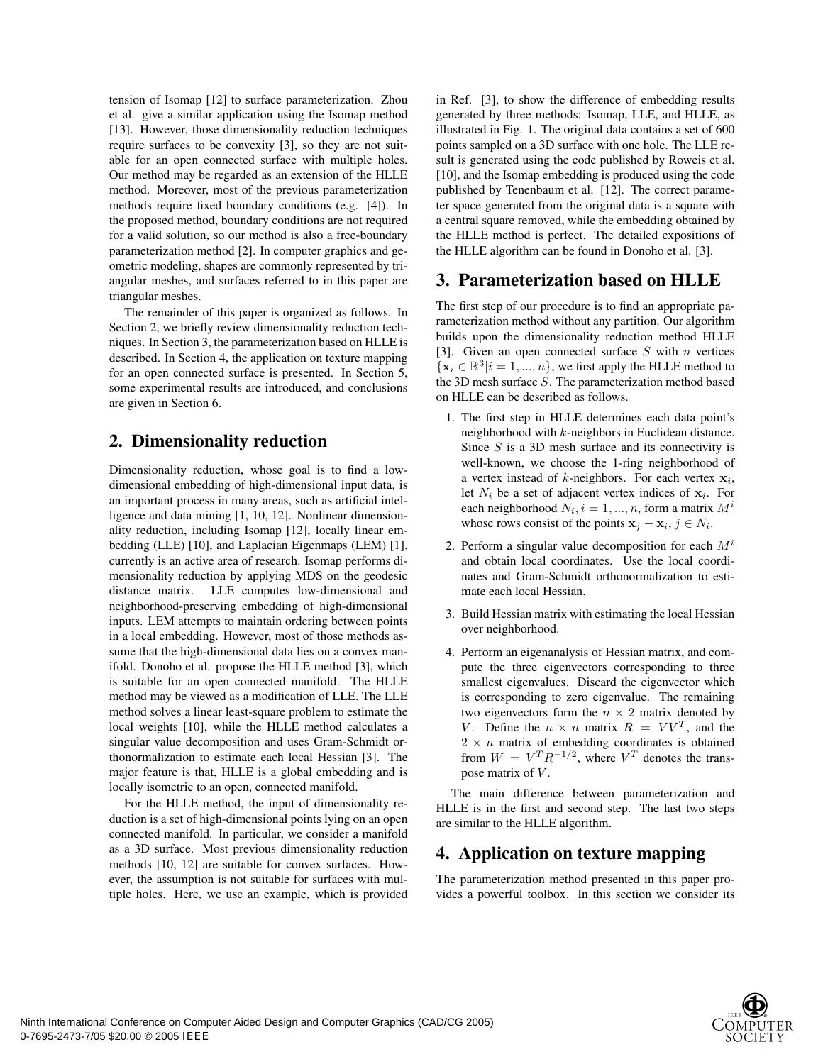tension of Isomap [12] to surface parameterization. Zhou et al. give a similar application using the Isomap method [13]. However, those dimensionality reduction techniques require surfaces to be convexity [3], so they are not suitable for an open connected surface with multiple holes. Our method may be regarded as an extension of the HLLE method. Moreover, most of the previous parameterization methods require fixed boundary conditions (e.g. [4]). In the proposed method, boundary conditions are not required for a valid solution, so our method is also a free-boundary parameterization method [2]. In computer graphics and geometric modeling, shapes are commonly represented by triangular meshes, and surfaces referred to in this paper are triangular meshes.

The remainder of this paper is organized as follows. In Section 2, we briefly review dimensionality reduction techniques. In Section 3, the parameterization based on HLLE is described. In Section 4, the application on texture mapping for an open connected surface is presented. In Section 5, some experimental results are introduced, and conclusions are given in Section 6.

## 2. Dimensionality reduction

Dimensionality reduction, whose goal is to find a low-dimensional embedding of high-dimensional input data, is an important process in many areas, such as artificial intelligence and data mining [1, 10, 12]. Nonlinear dimensionality reduction, including Isomap [12], locally linear embedding (LLE) [10], and Laplacian Eigenmaps (LEM) [1], currently is an active area of research. Isomap performs dimensionality reduction by applying MDS on the geodesic distance matrix. LLE computes low-dimensional and neighborhood-preserving embedding of high-dimensional inputs. LEM attempts to maintain ordering between points in a local embedding. However, most of those methods assume that the high-dimensional data lies on a convex manifold. Donoho et al. propose the HLLE method [3], which is suitable for an open connected manifold. The HLLE method may be viewed as a modification of LLE. The LLE method solves a linear least-square problem to estimate the local weights [10], while the HLLE method calculates a singular value decomposition and uses Gram-Schmidt orthonormalization to estimate each local Hessian [3]. The major feature is that, HLLE is a global embedding and is locally isometric to an open, connected manifold.

For the HLLE method, the input of dimensionality reduction is a set of high-dimensional points lying on an open connected manifold. In particular, we consider a manifold as a 3D surface. Most previous dimensionality reduction methods [10, 12] are suitable for convex surfaces. However, the assumption is not suitable for surfaces with multiple holes. Here, we use an example, which is provided in Ref. [3], to show the difference of embedding results generated by three methods: Isomap, LLE, and HLLE, as illustrated in Fig. 1. The original data contains a set of 600 points sampled on a 3D surface with one hole. The LLE result is generated using the code published by Roweis et al. [10], and the Isomap embedding is produced using the code published by Tenenbaum et al. [12]. The correct parameter space generated from the original data is a square with a central square removed, while the embedding obtained by the HLLE method is perfect. The detailed expositions of the HLLE algorithm can be found in Donoho et al. [3].

## 3. Parameterization based on HLLE

The first step of our procedure is to find an appropriate parameterization method without any partition. Our algorithm builds upon the dimensionality reduction method HLLE [3]. Given an open connected surface $S$ with $n$ vertices $\{\mathbf{x}_i \in \mathbb{R}^3 | i = 1, ..., n\}$, we first apply the HLLE method to the 3D mesh surface $S$. The parameterization method based on HLLE can be described as follows.

1. The first step in HLLE determines each data point's neighborhood with $k$-neighbors in Euclidean distance. Since $S$ is a 3D mesh surface and its connectivity is well-known, we choose the 1-ring neighborhood of a vertex instead of $k$-neighbors. For each vertex $\mathbf{x}_i$, let $N_i$ be a set of adjacent vertex indices of $\mathbf{x}_i$. For each neighborhood $N_i, i = 1, ..., n$, form a matrix $M^i$ whose rows consist of the points $\mathbf{x}_j - \mathbf{x}_i, j \in N_i$.
2. Perform a singular value decomposition for each $M^i$ and obtain local coordinates. Use the local coordinates and Gram-Schmidt orthonormalization to estimate each local Hessian.
3. Build Hessian matrix with estimating the local Hessian over neighborhood.
4. Perform an eigenanalysis of Hessian matrix, and compute the three eigenvectors corresponding to three smallest eigenvalues. Discard the eigenvector which is corresponding to zero eigenvalue. The remaining two eigenvectors form the $n \times 2$ matrix denoted by $V$. Define the $n \times n$ matrix $R = VV^T$, and the $2 \times n$ matrix of embedding coordinates is obtained from $W = V^T R^{-1/2}$, where $V^T$ denotes the transpose matrix of $V$.

The main difference between parameterization and HLLE is in the first and second step. The last two steps are similar to the HLLE algorithm.

## 4. Application on texture mapping

The parameterization method presented in this paper provides a powerful toolbox. In this section we consider its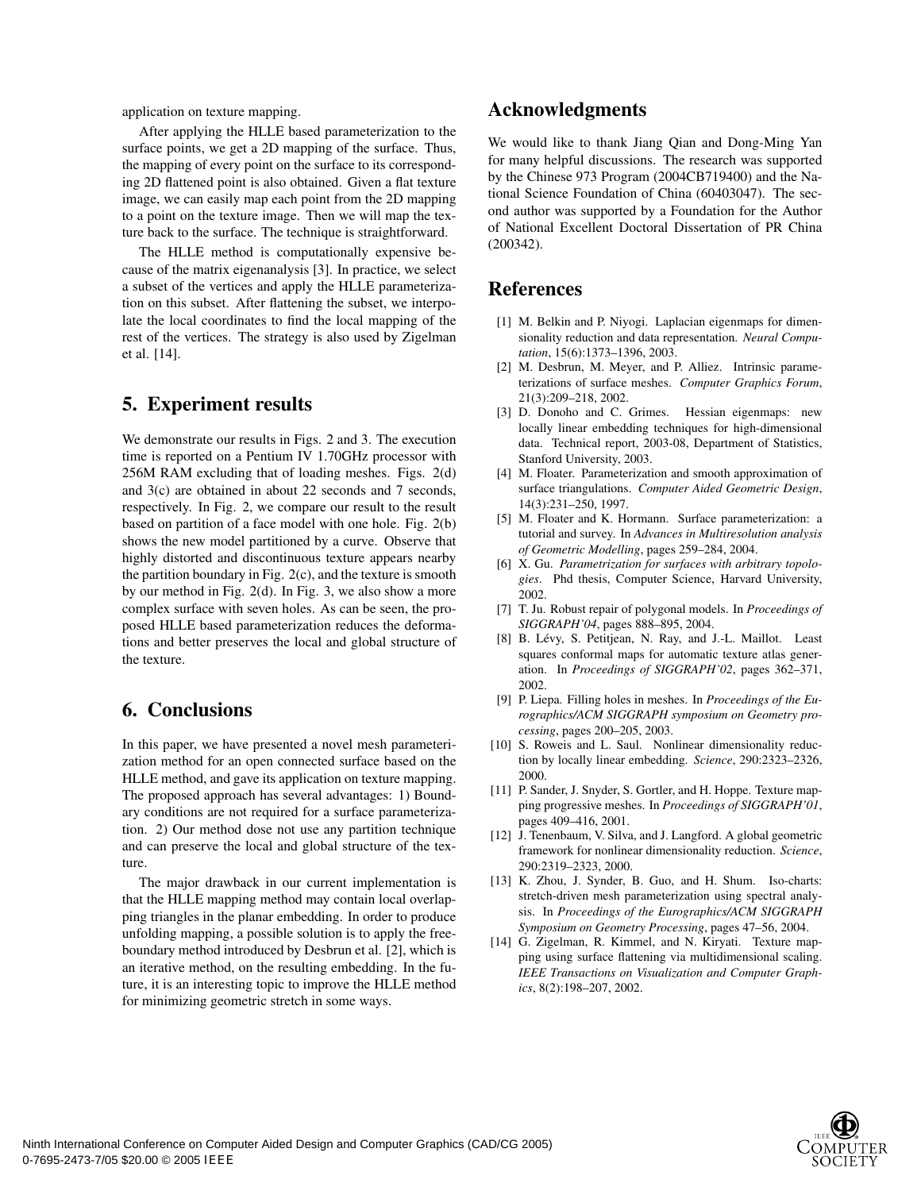application on texture mapping.

After applying the HLLE based parameterization to the surface points, we get a 2D mapping of the surface. Thus, the mapping of every point on the surface to its corresponding 2D flattened point is also obtained. Given a flat texture image, we can easily map each point from the 2D mapping to a point on the texture image. Then we will map the texture back to the surface. The technique is straightforward.

The HLLE method is computationally expensive because of the matrix eigenanalysis [3]. In practice, we select a subset of the vertices and apply the HLLE parameterization on this subset. After flattening the subset, we interpolate the local coordinates to find the local mapping of the rest of the vertices. The strategy is also used by Zigelman et al. [14].

## 5. Experiment results

We demonstrate our results in Figs. 2 and 3. The execution time is reported on a Pentium IV 1.70GHz processor with 256M RAM excluding that of loading meshes. Figs. 2(d) and 3(c) are obtained in about 22 seconds and 7 seconds, respectively. In Fig. 2, we compare our result to the result based on partition of a face model with one hole. Fig. 2(b) shows the new model partitioned by a curve. Observe that highly distorted and discontinuous texture appears nearby the partition boundary in Fig. 2(c), and the texture is smooth by our method in Fig. 2(d). In Fig. 3, we also show a more complex surface with seven holes. As can be seen, the proposed HLLE based parameterization reduces the deformations and better preserves the local and global structure of the texture.

## 6. Conclusions

In this paper, we have presented a novel mesh parameterization method for an open connected surface based on the HLLE method, and gave its application on texture mapping. The proposed approach has several advantages: 1) Boundary conditions are not required for a surface parameterization. 2) Our method dose not use any partition technique and can preserve the local and global structure of the texture.

The major drawback in our current implementation is that the HLLE mapping method may contain local overlapping triangles in the planar embedding. In order to produce unfolding mapping, a possible solution is to apply the free-boundary method introduced by Desbrun et al. [2], which is an iterative method, on the resulting embedding. In the future, it is an interesting topic to improve the HLLE method for minimizing geometric stretch in some ways.

## Acknowledgments

We would like to thank Jiang Qian and Dong-Ming Yan for many helpful discussions. The research was supported by the Chinese 973 Program (2004CB719400) and the National Science Foundation of China (60403047). The second author was supported by a Foundation for the Author of National Excellent Doctoral Dissertation of PR China (200342).

## References

[1] M. Belkin and P. Niyogi. Laplacian eigenmaps for dimensionality reduction and data representation. *Neural Computation*, 15(6):1373–1396, 2003.

[2] M. Desbrun, M. Meyer, and P. Alliez. Intrinsic parameterizations of surface meshes. *Computer Graphics Forum*, 21(3):209–218, 2002.

[3] D. Donoho and C. Grimes. Hessian eigenmaps: new locally linear embedding techniques for high-dimensional data. Technical report, 2003-08, Department of Statistics, Stanford University, 2003.

[4] M. Floater. Parameterization and smooth approximation of surface triangulations. *Computer Aided Geometric Design*, 14(3):231–250, 1997.

[5] M. Floater and K. Hormann. Surface parameterization: a tutorial and survey. In *Advances in Multiresolution analysis of Geometric Modelling*, pages 259–284, 2004.

[6] X. Gu. *Parametrization for surfaces with arbitrary topologies*. Phd thesis, Computer Science, Harvard University, 2002.

[7] T. Ju. Robust repair of polygonal models. In *Proceedings of SIGGRAPH'04*, pages 888–895, 2004.

[8] B. Lévy, S. Petitjean, N. Ray, and J.-L. Maillot. Least squares conformal maps for automatic texture atlas generation. In *Proceedings of SIGGRAPH'02*, pages 362–371, 2002.

[9] P. Liepa. Filling holes in meshes. In *Proceedings of the Eurographics/ACM SIGGRAPH symposium on Geometry processing*, pages 200–205, 2003.

[10] S. Roweis and L. Saul. Nonlinear dimensionality reduction by locally linear embedding. *Science*, 290:2323–2326, 2000.

[11] P. Sander, J. Snyder, S. Gortler, and H. Hoppe. Texture mapping progressive meshes. In *Proceedings of SIGGRAPH'01*, pages 409–416, 2001.

[12] J. Tenenbaum, V. Silva, and J. Langford. A global geometric framework for nonlinear dimensionality reduction. *Science*, 290:2319–2323, 2000.

[13] K. Zhou, J. Synder, B. Guo, and H. Shum. Iso-charts: stretch-driven mesh parameterization using spectral analysis. In *Proceedings of the Eurographics/ACM SIGGRAPH Symposium on Geometry Processing*, pages 47–56, 2004.

[14] G. Zigelman, R. Kimmel, and N. Kiryati. Texture mapping using surface flattening via multidimensional scaling. *IEEE Transactions on Visualization and Computer Graphics*, 8(2):198–207, 2002.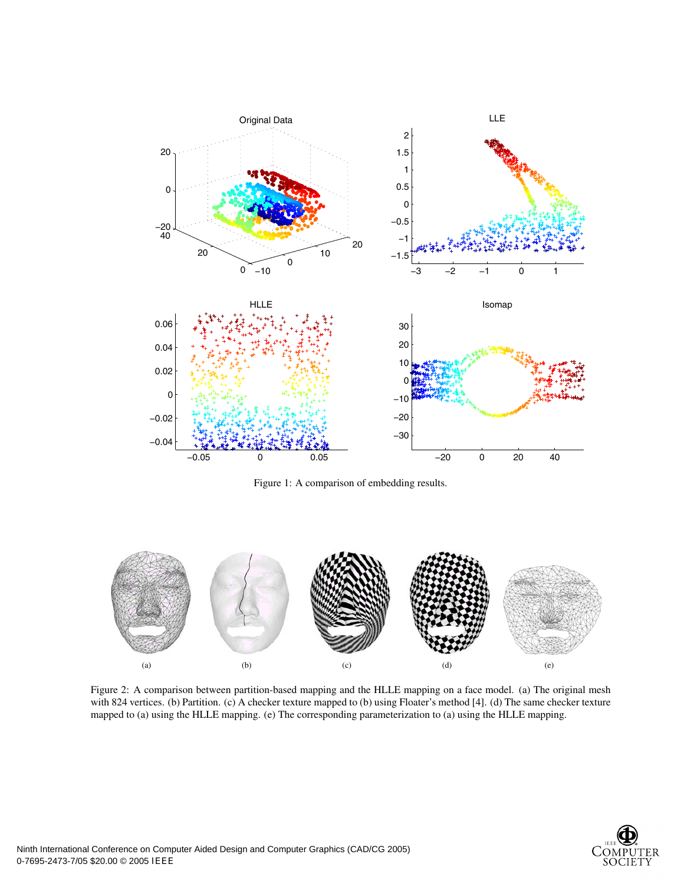Original Data

20

0

−20

40

20

0

−10

0

10

20

LLE

2

1.5

1

0.5

0

−0.5

−1

−1.5

−3

−2

−1

0

1

HLLE

0.06

0.04

0.02

0

−0.02

−0.04

−0.05

0

0.05

Isomap

30

20

10

0

−10

−20

−30

−20

0

20

40

Figure 1: A comparison of embedding results.

(a)

(b)

(c)

(d)

(e)

Figure 2: A comparison between partition-based mapping and the HLLE mapping on a face model. (a) The original mesh with 824 vertices. (b) Partition. (c) A checker texture mapped to (b) using Floater's method [4]. (d) The same checker texture mapped to (a) using the HLLE mapping. (e) The corresponding parameterization to (a) using the HLLE mapping.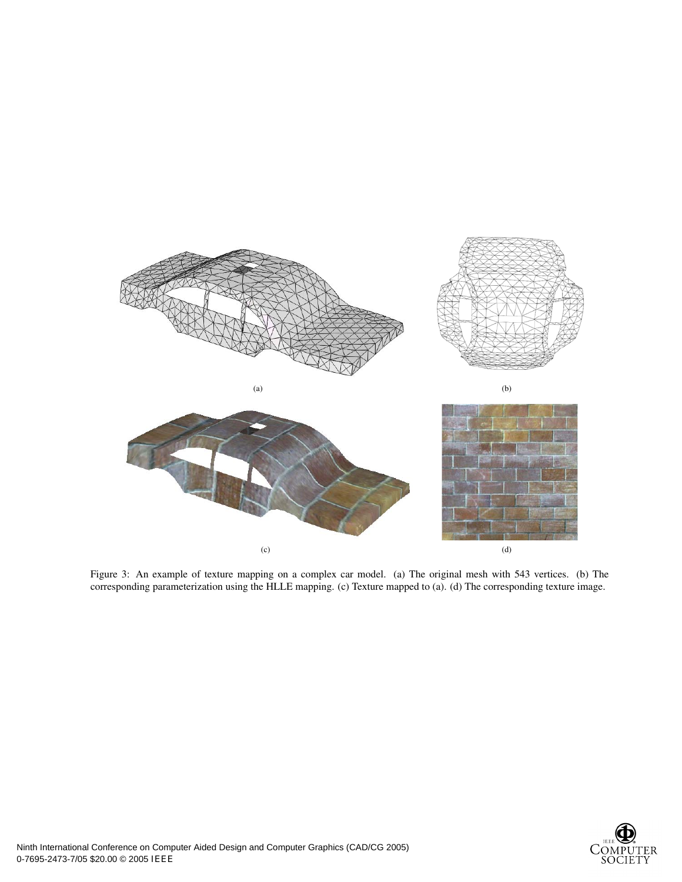(a)

(b)

(c)

(d)

Figure 3: An example of texture mapping on a complex car model. (a) The original mesh with 543 vertices. (b) The corresponding parameterization using the HLLE mapping. (c) Texture mapped to (a). (d) The corresponding texture image.